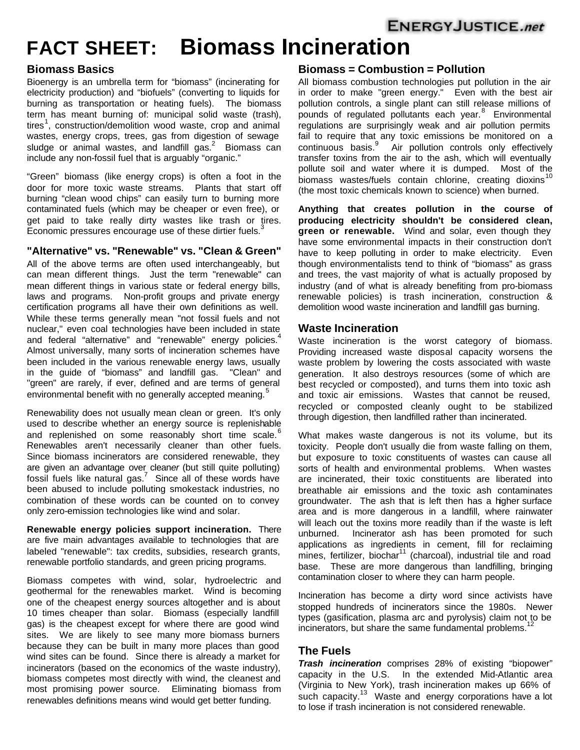# FACT SHEET: Biomass Incineration

## Biomass Basics

Bioenergy is an umbrella term for "biomass" (incinerating for electricity production) and "biofuels" (converting to liquids for burning as transportation or heating fuels). The biomass term has meant burning of: municipal solid waste (trash), tires[1], construction/demolition wood waste, crop and animal wastes, energy crops, trees, gas from digestion of sewage sludge or animal wastes, and landfill gas.[2] Biomass can include any non-fossil fuel that is arguably "organic."

"Green" biomass (like energy crops) is often a foot in the door for more toxic waste streams. Plants that start off burning "clean wood chips" can easily turn to burning more contaminated fuels (which may be cheaper or even free), or get paid to take really dirty wastes like trash or tires. Economic pressures encourage use of these dirtier fuels.[3]

## "Alternative" vs. "Renewable" vs. "Clean & Green"

All of the above terms are often used interchangeably, but can mean different things. Just the term "renewable" can mean different things in various state or federal energy bills, laws and programs. Non-profit groups and private energy certification programs all have their own definitions as well. While these terms generally mean "not fossil fuels and not nuclear," even coal technologies have been included in state and federal "alternative" and "renewable" energy policies.[4] Almost universally, many sorts of incineration schemes have been included in the various renewable energy laws, usually in the guide of "biomass" and landfill gas. "Clean" and "green" are rarely, if ever, defined and are terms of general environmental benefit with no generally accepted meaning.[5]

Renewability does not usually mean clean or green. It's only used to describe whether an energy source is replenishable and replenished on some reasonably short time scale.[6] Renewables aren't necessarily cleaner than other fuels. Since biomass incinerators are considered renewable, they are given an advantage over clean*er* (but still quite polluting) fossil fuels like natural gas.[7] Since all of these words have been abused to include polluting smokestack industries, no combination of these words can be counted on to convey only zero-emission technologies like wind and solar.

**Renewable energy policies support incineration.** There are five main advantages available to technologies that are labeled "renewable": tax credits, subsidies, research grants, renewable portfolio standards, and green pricing programs.

Biomass competes with wind, solar, hydroelectric and geothermal for the renewables market. Wind is becoming one of the cheapest energy sources altogether and is about 10 times cheaper than solar. Biomass (especially landfill gas) is the cheapest except for where there are good wind sites. We are likely to see many more biomass burners because they can be built in many more places than good wind sites can be found. Since there is already a market for incinerators (based on the economics of the waste industry), biomass competes most directly with wind, the cleanest and most promising power source. Eliminating biomass from renewables definitions means wind would get better funding.

## Biomass = Combustion = Pollution

All biomass combustion technologies put pollution in the air in order to make "green energy." Even with the best air pollution controls, a single plant can still release millions of pounds of regulated pollutants each year.[8] Environmental regulations are surprisingly weak and air pollution permits fail to require that any toxic emissions be monitored on a continuous basis.[9] Air pollution controls only effectively transfer toxins from the air to the ash, which will eventually pollute soil and water where it is dumped. Most of the biomass wastes/fuels contain chlorine, creating dioxins[10] (the most toxic chemicals known to science) when burned.

**Anything that creates pollution in the course of producing electricity shouldn't be considered clean, green or renewable.** Wind and solar, even though they have some environmental impacts in their construction don't have to keep polluting in order to make electricity. Even though environmentalists tend to think of "biomass" as grass and trees, the vast majority of what is actually proposed by industry (and of what is already benefiting from pro-biomass renewable policies) is trash incineration, construction & demolition wood waste incineration and landfill gas burning.

## Waste Incineration

Waste incineration is the worst category of biomass. Providing increased waste disposal capacity worsens the waste problem by lowering the costs associated with waste generation. It also destroys resources (some of which are best recycled or composted), and turns them into toxic ash and toxic air emissions. Wastes that cannot be reused, recycled or composted cleanly ought to be stabilized through digestion, then landfilled rather than incinerated.

What makes waste dangerous is not its volume, but its toxicity. People don't usually die from waste falling on them, but exposure to toxic constituents of wastes can cause all sorts of health and environmental problems. When wastes are incinerated, their toxic constituents are liberated into breathable air emissions and the toxic ash contaminates groundwater. The ash that is left then has a higher surface area and is more dangerous in a landfill, where rainwater will leach out the toxins more readily than if the waste is left unburned. Incinerator ash has been promoted for such applications as ingredients in cement, fill for reclaiming mines, fertilizer, biochar[11] (charcoal), industrial tile and road base. These are more dangerous than landfilling, bringing contamination closer to where they can harm people.

Incineration has become a dirty word since activists have stopped hundreds of incinerators since the 1980s. Newer types (gasification, plasma arc and pyrolysis) claim not to be incinerators, but share the same fundamental problems.[12]

## The Fuels

***Trash incineration*** comprises 28% of existing "biopower" capacity in the U.S. In the extended Mid-Atlantic area (Virginia to New York), trash incineration makes up 66% of such capacity.[13] Waste and energy corporations have a lot to lose if trash incineration is not considered renewable.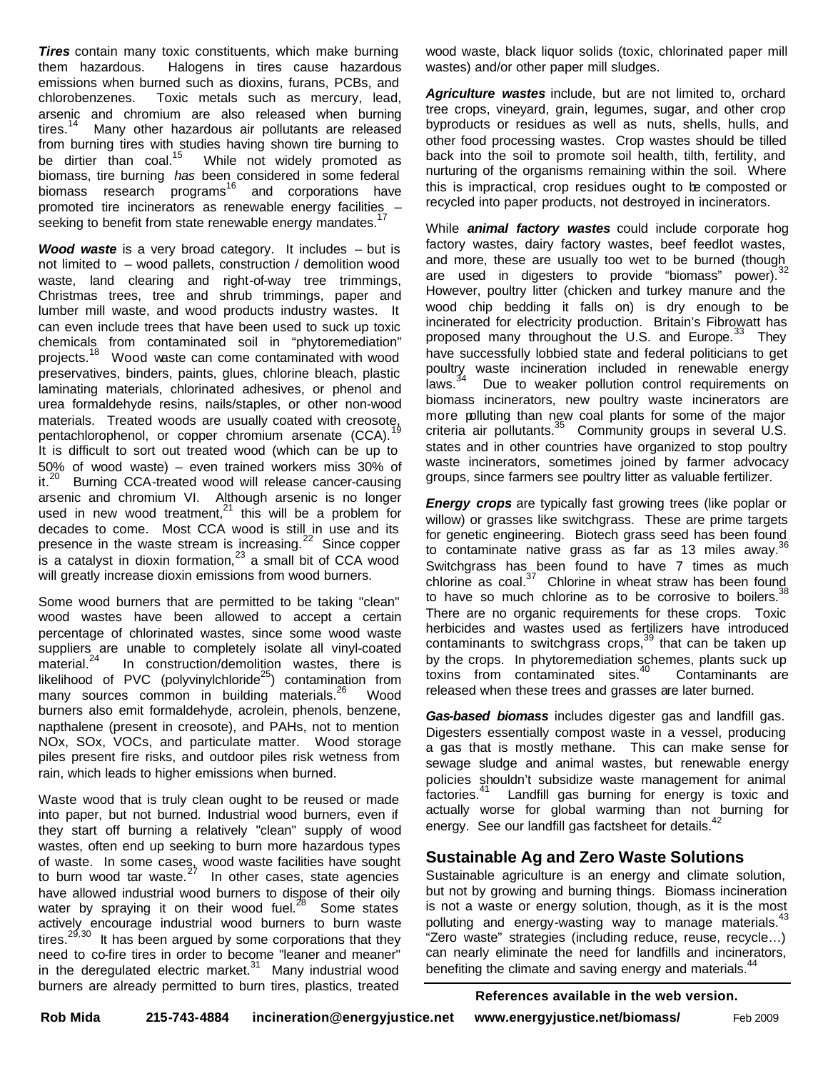***Tires*** contain many toxic constituents, which make burning them hazardous. Halogens in tires cause hazardous emissions when burned such as dioxins, furans, PCBs, and chlorobenzenes. Toxic metals such as mercury, lead, arsenic and chromium are also released when burning tires.[14] Many other hazardous air pollutants are released from burning tires with studies having shown tire burning to be dirtier than coal.[15] While not widely promoted as biomass, tire burning *has* been considered in some federal biomass research programs[16] and corporations have promoted tire incinerators as renewable energy facilities – seeking to benefit from state renewable energy mandates.[17]

***Wood waste*** is a very broad category. It includes – but is not limited to – wood pallets, construction / demolition wood waste, land clearing and right-of-way tree trimmings, Christmas trees, tree and shrub trimmings, paper and lumber mill waste, and wood products industry wastes. It can even include trees that have been used to suck up toxic chemicals from contaminated soil in "phytoremediation" projects.[18] Wood waste can come contaminated with wood preservatives, binders, paints, glues, chlorine bleach, plastic laminating materials, chlorinated adhesives, or phenol and urea formaldehyde resins, nails/staples, or other non-wood materials. Treated woods are usually coated with creosote, pentachlorophenol, or copper chromium arsenate (CCA).[19] It is difficult to sort out treated wood (which can be up to 50% of wood waste) – even trained workers miss 30% of it.[20] Burning CCA-treated wood will release cancer-causing arsenic and chromium VI. Although arsenic is no longer used in new wood treatment,[21] this will be a problem for decades to come. Most CCA wood is still in use and its presence in the waste stream is increasing.[22] Since copper is a catalyst in dioxin formation,[23] a small bit of CCA wood will greatly increase dioxin emissions from wood burners.

Some wood burners that are permitted to be taking "clean" wood wastes have been allowed to accept a certain percentage of chlorinated wastes, since some wood waste suppliers are unable to completely isolate all vinyl-coated material.[24] In construction/demolition wastes, there is likelihood of PVC (polyvinylchloride[25]) contamination from many sources common in building materials.[26] Wood burners also emit formaldehyde, acrolein, phenols, benzene, napthalene (present in creosote), and PAHs, not to mention NOx, SOx, VOCs, and particulate matter. Wood storage piles present fire risks, and outdoor piles risk wetness from rain, which leads to higher emissions when burned.

Waste wood that is truly clean ought to be reused or made into paper, but not burned. Industrial wood burners, even if they start off burning a relatively "clean" supply of wood wastes, often end up seeking to burn more hazardous types of waste. In some cases, wood waste facilities have sought to burn wood tar waste.[27] In other cases, state agencies have allowed industrial wood burners to dispose of their oily water by spraying it on their wood fuel.[28] Some states actively encourage industrial wood burners to burn waste tires.[29,30] It has been argued by some corporations that they need to co-fire tires in order to become "leaner and meaner" in the deregulated electric market.[31] Many industrial wood burners are already permitted to burn tires, plastics, treated wood waste, black liquor solids (toxic, chlorinated paper mill wastes) and/or other paper mill sludges.

***Agriculture wastes*** include, but are not limited to, orchard tree crops, vineyard, grain, legumes, sugar, and other crop byproducts or residues as well as nuts, shells, hulls, and other food processing wastes. Crop wastes should be tilled back into the soil to promote soil health, tilth, fertility, and nurturing of the organisms remaining within the soil. Where this is impractical, crop residues ought to be composted or recycled into paper products, not destroyed in incinerators.

While ***animal factory wastes*** could include corporate hog factory wastes, dairy factory wastes, beef feedlot wastes, and more, these are usually too wet to be burned (though are used in digesters to provide "biomass" power).[32] However, poultry litter (chicken and turkey manure and the wood chip bedding it falls on) is dry enough to be incinerated for electricity production. Britain's Fibrowatt has proposed many throughout the U.S. and Europe.[33] They have successfully lobbied state and federal politicians to get poultry waste incineration included in renewable energy laws.[34] Due to weaker pollution control requirements on biomass incinerators, new poultry waste incinerators are more polluting than new coal plants for some of the major criteria air pollutants.[35] Community groups in several U.S. states and in other countries have organized to stop poultry waste incinerators, sometimes joined by farmer advocacy groups, since farmers see poultry litter as valuable fertilizer.

***Energy crops*** are typically fast growing trees (like poplar or willow) or grasses like switchgrass. These are prime targets for genetic engineering. Biotech grass seed has been found to contaminate native grass as far as 13 miles away.[36] Switchgrass has been found to have 7 times as much chlorine as coal.[37] Chlorine in wheat straw has been found to have so much chlorine as to be corrosive to boilers.[38] There are no organic requirements for these crops. Toxic herbicides and wastes used as fertilizers have introduced contaminants to switchgrass crops,[39] that can be taken up by the crops. In phytoremediation schemes, plants suck up toxins from contaminated sites.[40] Contaminants are released when these trees and grasses are later burned.

***Gas-based biomass*** includes digester gas and landfill gas. Digesters essentially compost waste in a vessel, producing a gas that is mostly methane. This can make sense for sewage sludge and animal wastes, but renewable energy policies shouldn't subsidize waste management for animal factories.[41] Landfill gas burning for energy is toxic and actually worse for global warming than not burning for energy. See our landfill gas factsheet for details.[42]

## Sustainable Ag and Zero Waste Solutions

Sustainable agriculture is an energy and climate solution, but not by growing and burning things. Biomass incineration is not a waste or energy solution, though, as it is the most polluting and energy-wasting way to manage materials.[43] "Zero waste" strategies (including reduce, reuse, recycle…) can nearly eliminate the need for landfills and incinerators, benefiting the climate and saving energy and materials.[44]

**References available in the web version.**

**Rob Mida 215-743-4884 incineration@energyjustice.net www.energyjustice.net/biomass/** Feb 2009